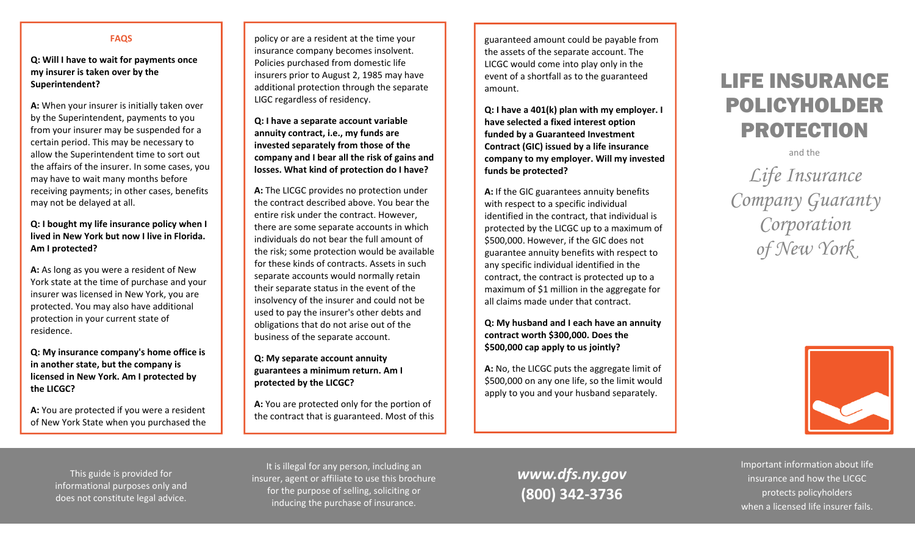## FAQS

**Q: Will I have to wait for payments once my insurer is taken over by the Superintendent?**

**A:** When your insurer is initially taken over by the Superintendent, payments to you from your insurer may be suspended for a certain period. This may be necessary to allow the Superintendent time to sort out the affairs of the insurer. In some cases, you may have to wait many months before receiving payments; in other cases, benefits may not be delayed at all.

**Q: I bought my life insurance policy when I lived in New York but now I live in Florida. Am I protected?**

**A:** As long as you were a resident of New York state at the time of purchase and your insurer was licensed in New York, you are protected. You may also have additional protection in your current state of residence.

**Q: My insurance company's home office is in another state, but the company is licensed in New York. Am I protected by the LICGC?**

**A:** You are protected if you were a resident of New York State when you purchased the policy or are a resident at the time your insurance company becomes insolvent. Policies purchased from domestic life insurers prior to August 2, 1985 may have additional protection through the separate LIGC regardless of residency.

**Q: I have a separate account variable annuity contract, i.e., my funds are invested separately from those of the company and I bear all the risk of gains and losses. What kind of protection do I have?**

**A:** The LICGC provides no protection under the contract described above. You bear the entire risk under the contract. However, there are some separate accounts in which individuals do not bear the full amount of the risk; some protection would be available for these kinds of contracts. Assets in such separate accounts would normally retain their separate status in the event of the insolvency of the insurer and could not be used to pay the insurer's other debts and obligations that do not arise out of the business of the separate account.

**Q: My separate account annuity guarantees a minimum return. Am I protected by the LICGC?**

**A:** You are protected only for the portion of the contract that is guaranteed. Most of this guaranteed amount could be payable from the assets of the separate account. The LICGC would come into play only in the event of a shortfall as to the guaranteed amount.

**Q: I have a 401(k) plan with my employer. I have selected a fixed interest option funded by a Guaranteed Investment Contract (GIC) issued by a life insurance company to my employer. Will my invested funds be protected?**

**A:** If the GIC guarantees annuity benefits with respect to a specific individual identified in the contract, that individual is protected by the LICGC up to a maximum of $500,000. However, if the GIC does not guarantee annuity benefits with respect to any specific individual identified in the contract, the contract is protected up to a maximum of $1 million in the aggregate for all claims made under that contract.

**Q: My husband and I each have an annuity contract worth $300,000. Does the $500,000 cap apply to us jointly?**

**A:** No, the LICGC puts the aggregate limit of $500,000 on any one life, so the limit would apply to you and your husband separately.

# LIFE INSURANCE POLICYHOLDER PROTECTION

and the

*Life Insurance Company Guaranty Corporation of New York*

This guide is provided for informational purposes only and does not constitute legal advice.

It is illegal for any person, including an insurer, agent or affiliate to use this brochure for the purpose of selling, soliciting or inducing the purchase of insurance.

***www.dfs.ny.gov***
**(800) 342-3736**

Important information about life insurance and how the LICGC protects policyholders when a licensed life insurer fails.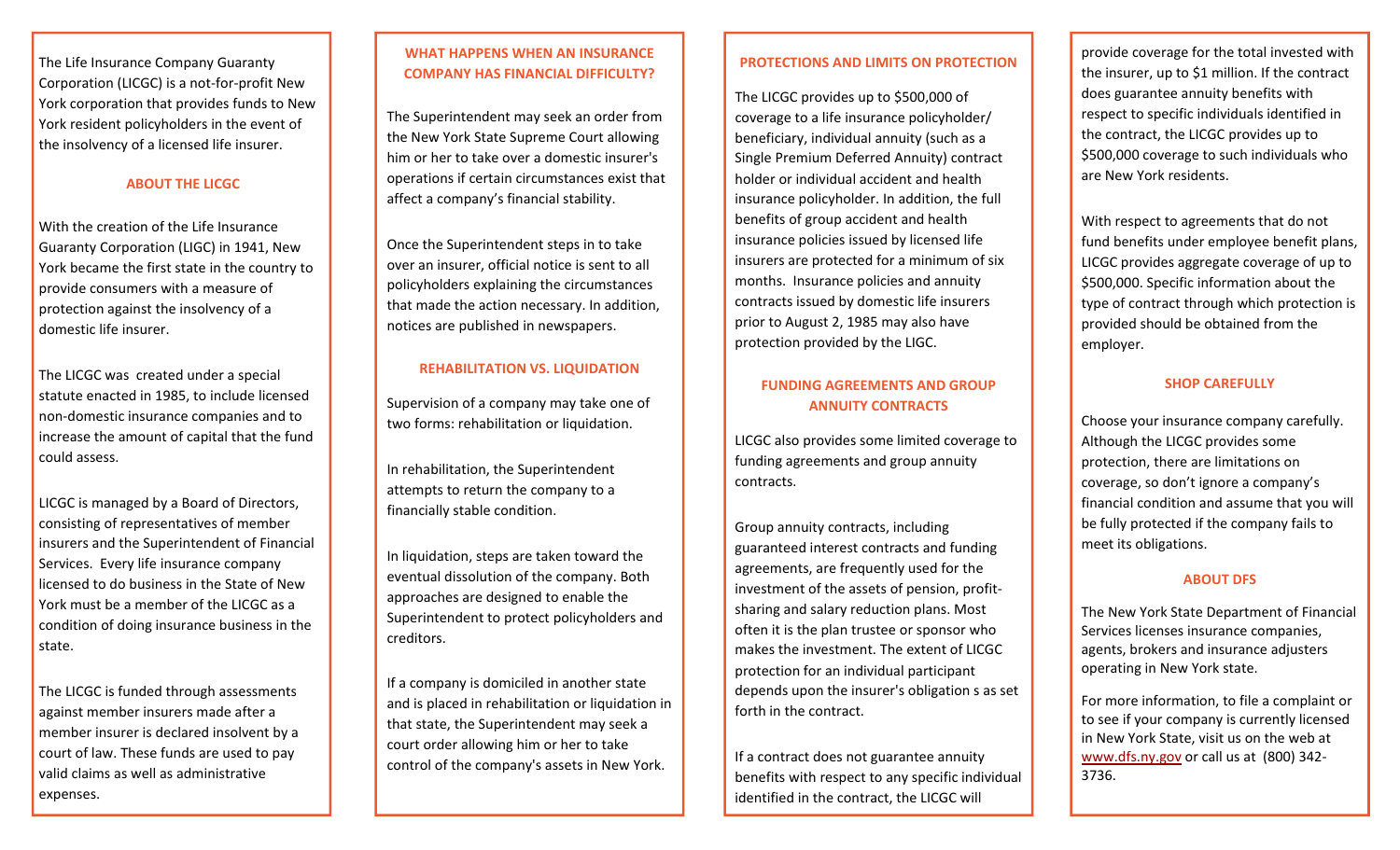The Life Insurance Company Guaranty Corporation (LICGC) is a not-for-profit New York corporation that provides funds to New York resident policyholders in the event of the insolvency of a licensed life insurer.

## ABOUT THE LICGC

With the creation of the Life Insurance Guaranty Corporation (LIGC) in 1941, New York became the first state in the country to provide consumers with a measure of protection against the insolvency of a domestic life insurer.

The LICGC was created under a special statute enacted in 1985, to include licensed non-domestic insurance companies and to increase the amount of capital that the fund could assess.

LICGC is managed by a Board of Directors, consisting of representatives of member insurers and the Superintendent of Financial Services. Every life insurance company licensed to do business in the State of New York must be a member of the LICGC as a condition of doing insurance business in the state.

The LICGC is funded through assessments against member insurers made after a member insurer is declared insolvent by a court of law. These funds are used to pay valid claims as well as administrative expenses.

## WHAT HAPPENS WHEN AN INSURANCE COMPANY HAS FINANCIAL DIFFICULTY?

The Superintendent may seek an order from the New York State Supreme Court allowing him or her to take over a domestic insurer's operations if certain circumstances exist that affect a company's financial stability.

Once the Superintendent steps in to take over an insurer, official notice is sent to all policyholders explaining the circumstances that made the action necessary. In addition, notices are published in newspapers.

## REHABILITATION VS. LIQUIDATION

Supervision of a company may take one of two forms: rehabilitation or liquidation.

In rehabilitation, the Superintendent attempts to return the company to a financially stable condition.

In liquidation, steps are taken toward the eventual dissolution of the company. Both approaches are designed to enable the Superintendent to protect policyholders and creditors.

If a company is domiciled in another state and is placed in rehabilitation or liquidation in that state, the Superintendent may seek a court order allowing him or her to take control of the company's assets in New York.

## PROTECTIONS AND LIMITS ON PROTECTION

The LICGC provides up to $500,000 of coverage to a life insurance policyholder/ beneficiary, individual annuity (such as a Single Premium Deferred Annuity) contract holder or individual accident and health insurance policyholder. In addition, the full benefits of group accident and health insurance policies issued by licensed life insurers are protected for a minimum of six months. Insurance policies and annuity contracts issued by domestic life insurers prior to August 2, 1985 may also have protection provided by the LIGC.

## FUNDING AGREEMENTS AND GROUP ANNUITY CONTRACTS

LICGC also provides some limited coverage to funding agreements and group annuity contracts.

Group annuity contracts, including guaranteed interest contracts and funding agreements, are frequently used for the investment of the assets of pension, profit-sharing and salary reduction plans. Most often it is the plan trustee or sponsor who makes the investment. The extent of LICGC protection for an individual participant depends upon the insurer's obligation s as set forth in the contract.

If a contract does not guarantee annuity benefits with respect to any specific individual identified in the contract, the LICGC will provide coverage for the total invested with the insurer, up to $1 million. If the contract does guarantee annuity benefits with respect to specific individuals identified in the contract, the LICGC provides up to $500,000 coverage to such individuals who are New York residents.

With respect to agreements that do not fund benefits under employee benefit plans, LICGC provides aggregate coverage of up to $500,000. Specific information about the type of contract through which protection is provided should be obtained from the employer.

## SHOP CAREFULLY

Choose your insurance company carefully. Although the LICGC provides some protection, there are limitations on coverage, so don't ignore a company's financial condition and assume that you will be fully protected if the company fails to meet its obligations.

## ABOUT DFS

The New York State Department of Financial Services licenses insurance companies, agents, brokers and insurance adjusters operating in New York state.

For more information, to file a complaint or to see if your company is currently licensed in New York State, visit us on the web at www.dfs.ny.gov or call us at (800) 342-3736.